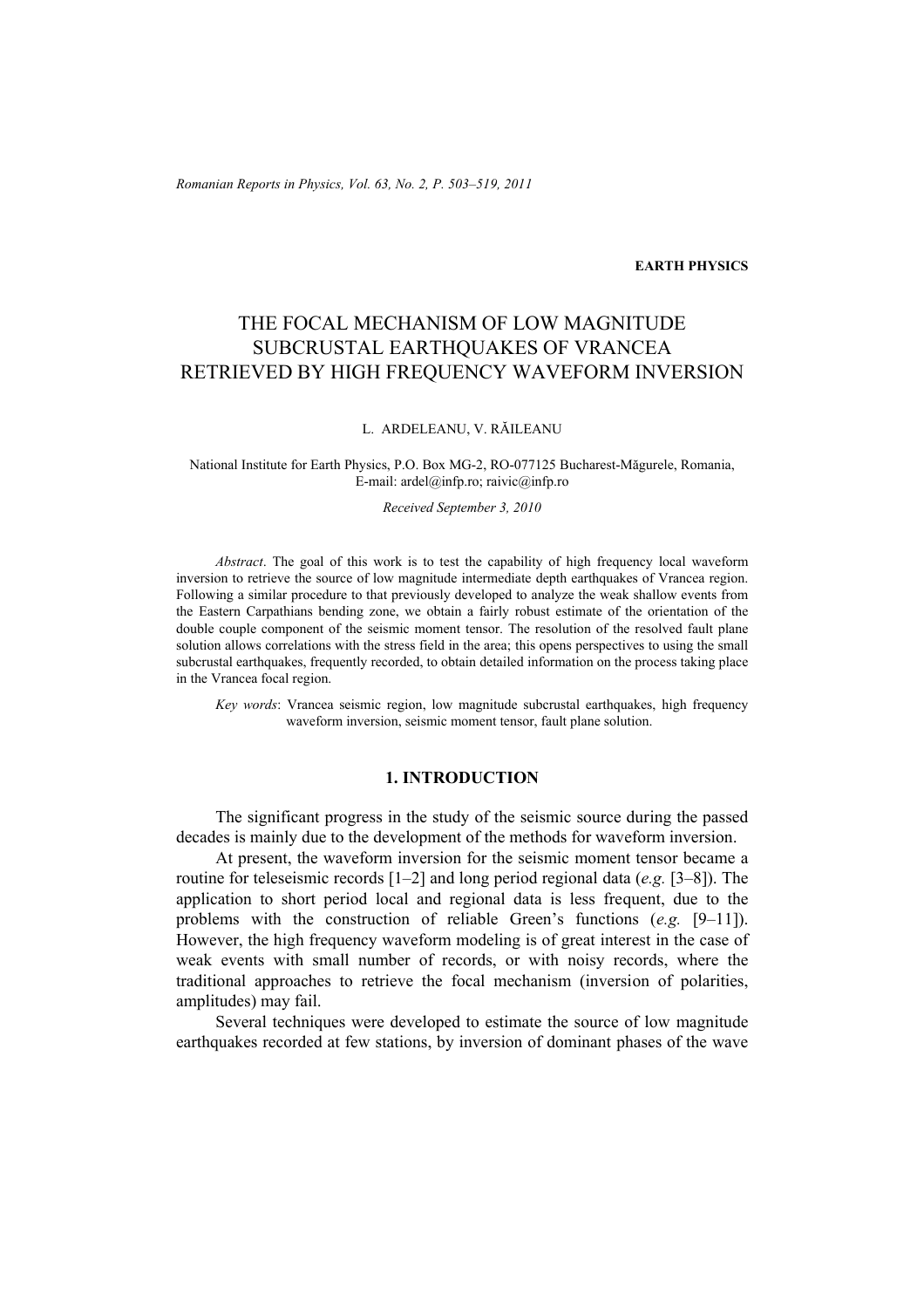EARTH PHYSICS

# THE FOCAL MECHANISM OF LOW MAGNITUDE SUBCRUSTAL EARTHQUAKES OF VRANCEA RETRIEVED BY HIGH FREQUENCY WAVEFORM INVERSION

L. ARDELEANU, V. RĂILEANU

National Institute for Earth Physics, P.O. Box MG-2, RO-077125 Bucharest-Măgurele, Romania,
E-mail: ardel@infp.ro; raivic@infp.ro

*Received September 3, 2010*

*Abstract*. The goal of this work is to test the capability of high frequency local waveform inversion to retrieve the source of low magnitude intermediate depth earthquakes of Vrancea region. Following a similar procedure to that previously developed to analyze the weak shallow events from the Eastern Carpathians bending zone, we obtain a fairly robust estimate of the orientation of the double couple component of the seismic moment tensor. The resolution of the resolved fault plane solution allows correlations with the stress field in the area; this opens perspectives to using the small subcrustal earthquakes, frequently recorded, to obtain detailed information on the process taking place in the Vrancea focal region.

*Key words*: Vrancea seismic region, low magnitude subcrustal earthquakes, high frequency waveform inversion, seismic moment tensor, fault plane solution.

## 1. INTRODUCTION

The significant progress in the study of the seismic source during the passed decades is mainly due to the development of the methods for waveform inversion.

At present, the waveform inversion for the seismic moment tensor became a routine for teleseismic records [1–2] and long period regional data (*e.g.* [3–8]). The application to short period local and regional data is less frequent, due to the problems with the construction of reliable Green's functions (*e.g.* [9–11]). However, the high frequency waveform modeling is of great interest in the case of weak events with small number of records, or with noisy records, where the traditional approaches to retrieve the focal mechanism (inversion of polarities, amplitudes) may fail.

Several techniques were developed to estimate the source of low magnitude earthquakes recorded at few stations, by inversion of dominant phases of the wave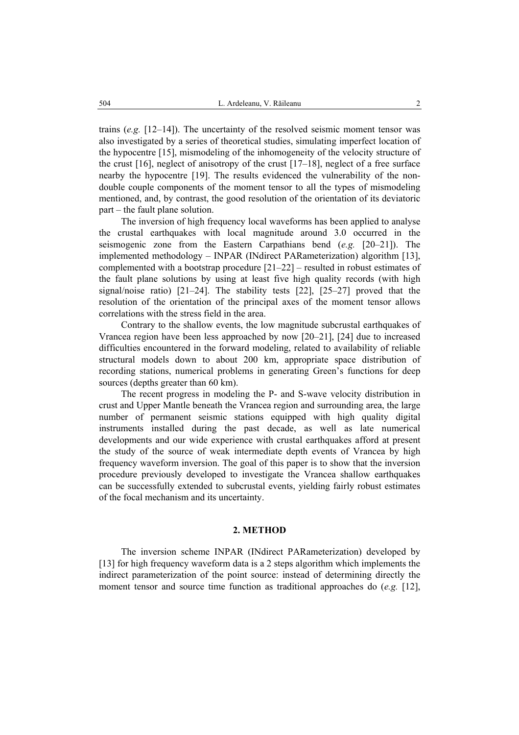trains (*e.g.* [12–14]). The uncertainty of the resolved seismic moment tensor was also investigated by a series of theoretical studies, simulating imperfect location of the hypocentre [15], mismodeling of the inhomogeneity of the velocity structure of the crust [16], neglect of anisotropy of the crust [17–18], neglect of a free surface nearby the hypocentre [19]. The results evidenced the vulnerability of the non-double couple components of the moment tensor to all the types of mismodeling mentioned, and, by contrast, the good resolution of the orientation of its deviatoric part – the fault plane solution.

The inversion of high frequency local waveforms has been applied to analyse the crustal earthquakes with local magnitude around 3.0 occurred in the seismogenic zone from the Eastern Carpathians bend (*e.g.* [20–21]). The implemented methodology – INPAR (INdirect PARameterization) algorithm [13], complemented with a bootstrap procedure [21–22] – resulted in robust estimates of the fault plane solutions by using at least five high quality records (with high signal/noise ratio) [21–24]. The stability tests [22], [25–27] proved that the resolution of the orientation of the principal axes of the moment tensor allows correlations with the stress field in the area.

Contrary to the shallow events, the low magnitude subcrustal earthquakes of Vrancea region have been less approached by now [20–21], [24] due to increased difficulties encountered in the forward modeling, related to availability of reliable structural models down to about 200 km, appropriate space distribution of recording stations, numerical problems in generating Green's functions for deep sources (depths greater than 60 km).

The recent progress in modeling the P- and S-wave velocity distribution in crust and Upper Mantle beneath the Vrancea region and surrounding area, the large number of permanent seismic stations equipped with high quality digital instruments installed during the past decade, as well as late numerical developments and our wide experience with crustal earthquakes afford at present the study of the source of weak intermediate depth events of Vrancea by high frequency waveform inversion. The goal of this paper is to show that the inversion procedure previously developed to investigate the Vrancea shallow earthquakes can be successfully extended to subcrustal events, yielding fairly robust estimates of the focal mechanism and its uncertainty.

## 2. METHOD

The inversion scheme INPAR (INdirect PARameterization) developed by [13] for high frequency waveform data is a 2 steps algorithm which implements the indirect parameterization of the point source: instead of determining directly the moment tensor and source time function as traditional approaches do (*e.g.* [12],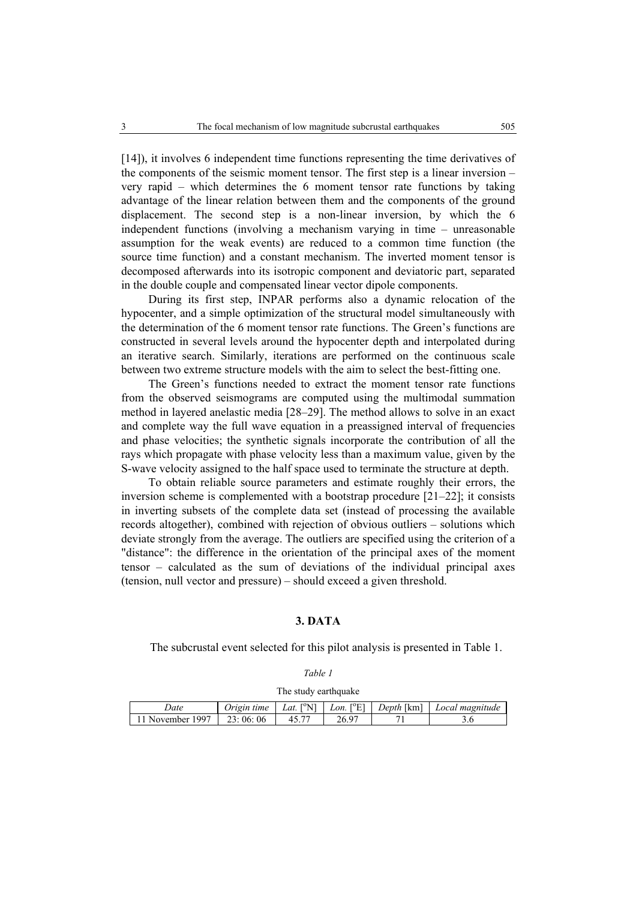[14]), it involves 6 independent time functions representing the time derivatives of the components of the seismic moment tensor. The first step is a linear inversion – very rapid – which determines the 6 moment tensor rate functions by taking advantage of the linear relation between them and the components of the ground displacement. The second step is a non-linear inversion, by which the 6 independent functions (involving a mechanism varying in time – unreasonable assumption for the weak events) are reduced to a common time function (the source time function) and a constant mechanism. The inverted moment tensor is decomposed afterwards into its isotropic component and deviatoric part, separated in the double couple and compensated linear vector dipole components.

During its first step, INPAR performs also a dynamic relocation of the hypocenter, and a simple optimization of the structural model simultaneously with the determination of the 6 moment tensor rate functions. The Green's functions are constructed in several levels around the hypocenter depth and interpolated during an iterative search. Similarly, iterations are performed on the continuous scale between two extreme structure models with the aim to select the best-fitting one.

The Green's functions needed to extract the moment tensor rate functions from the observed seismograms are computed using the multimodal summation method in layered anelastic media [28–29]. The method allows to solve in an exact and complete way the full wave equation in a preassigned interval of frequencies and phase velocities; the synthetic signals incorporate the contribution of all the rays which propagate with phase velocity less than a maximum value, given by the S-wave velocity assigned to the half space used to terminate the structure at depth.

To obtain reliable source parameters and estimate roughly their errors, the inversion scheme is complemented with a bootstrap procedure [21–22]; it consists in inverting subsets of the complete data set (instead of processing the available records altogether), combined with rejection of obvious outliers – solutions which deviate strongly from the average. The outliers are specified using the criterion of a "distance": the difference in the orientation of the principal axes of the moment tensor – calculated as the sum of deviations of the individual principal axes (tension, null vector and pressure) – should exceed a given threshold.

## 3. DATA

The subcrustal event selected for this pilot analysis is presented in Table 1.

*Table 1*

The study earthquake

| *Date* | *Origin time* | *Lat.* [°N] | *Lon.* [°E] | *Depth* [km] | *Local magnitude* |
|---|---|---|---|---|---|
| 11 November 1997 | 23: 06: 06 | 45.77 | 26.97 | 71 | 3.6 |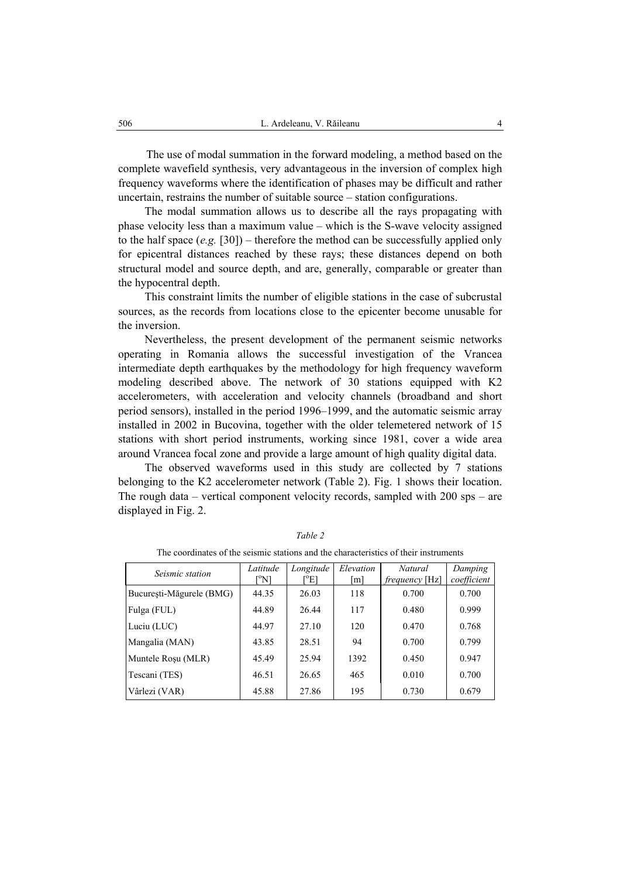The use of modal summation in the forward modeling, a method based on the complete wavefield synthesis, very advantageous in the inversion of complex high frequency waveforms where the identification of phases may be difficult and rather uncertain, restrains the number of suitable source – station configurations.

The modal summation allows us to describe all the rays propagating with phase velocity less than a maximum value – which is the S-wave velocity assigned to the half space (*e.g.* [30]) – therefore the method can be successfully applied only for epicentral distances reached by these rays; these distances depend on both structural model and source depth, and are, generally, comparable or greater than the hypocentral depth.

This constraint limits the number of eligible stations in the case of subcrustal sources, as the records from locations close to the epicenter become unusable for the inversion.

Nevertheless, the present development of the permanent seismic networks operating in Romania allows the successful investigation of the Vrancea intermediate depth earthquakes by the methodology for high frequency waveform modeling described above. The network of 30 stations equipped with K2 accelerometers, with acceleration and velocity channels (broadband and short period sensors), installed in the period 1996–1999, and the automatic seismic array installed in 2002 in Bucovina, together with the older telemetered network of 15 stations with short period instruments, working since 1981, cover a wide area around Vrancea focal zone and provide a large amount of high quality digital data.

The observed waveforms used in this study are collected by 7 stations belonging to the K2 accelerometer network (Table 2). Fig. 1 shows their location. The rough data – vertical component velocity records, sampled with 200 sps – are displayed in Fig. 2.

*Table 2*

The coordinates of the seismic stations and the characteristics of their instruments

| *Seismic station* | *Latitude* [°N] | *Longitude* [°E] | *Elevation* [m] | *Natural frequency* [Hz] | *Damping coefficient* |
|---|---|---|---|---|---|
| București-Măgurele (BMG) | 44.35 | 26.03 | 118 | 0.700 | 0.700 |
| Fulga (FUL) | 44.89 | 26.44 | 117 | 0.480 | 0.999 |
| Luciu (LUC) | 44.97 | 27.10 | 120 | 0.470 | 0.768 |
| Mangalia (MAN) | 43.85 | 28.51 | 94 | 0.700 | 0.799 |
| Muntele Roșu (MLR) | 45.49 | 25.94 | 1392 | 0.450 | 0.947 |
| Tescani (TES) | 46.51 | 26.65 | 465 | 0.010 | 0.700 |
| Vârlezi (VAR) | 45.88 | 27.86 | 195 | 0.730 | 0.679 |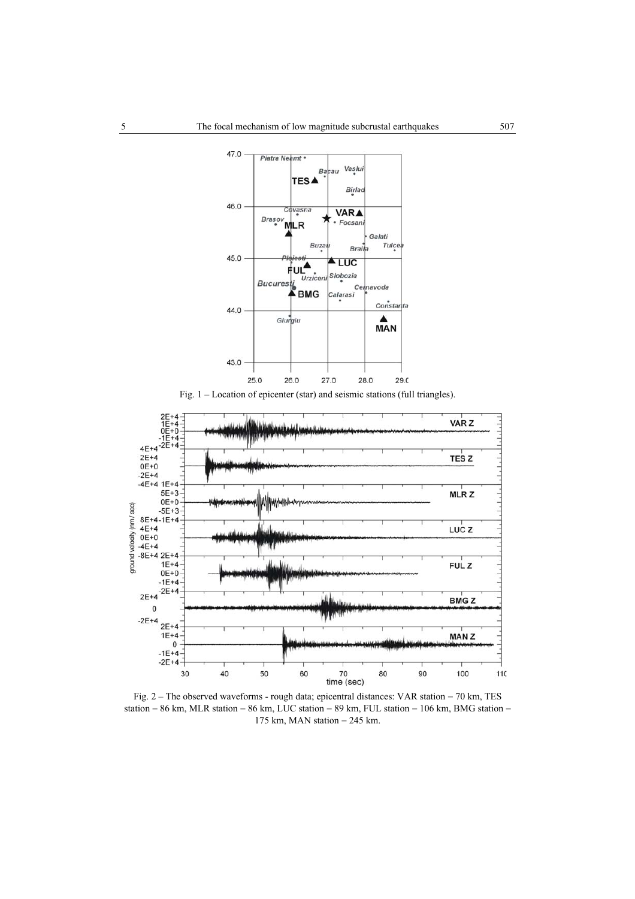Fig. 1 – Location of epicenter (star) and seismic stations (full triangles).

Fig. 2 – The observed waveforms - rough data; epicentral distances: VAR station – 70 km, TES station – 86 km, MLR station – 86 km, LUC station – 89 km, FUL station – 106 km, BMG station – 175 km, MAN station – 245 km.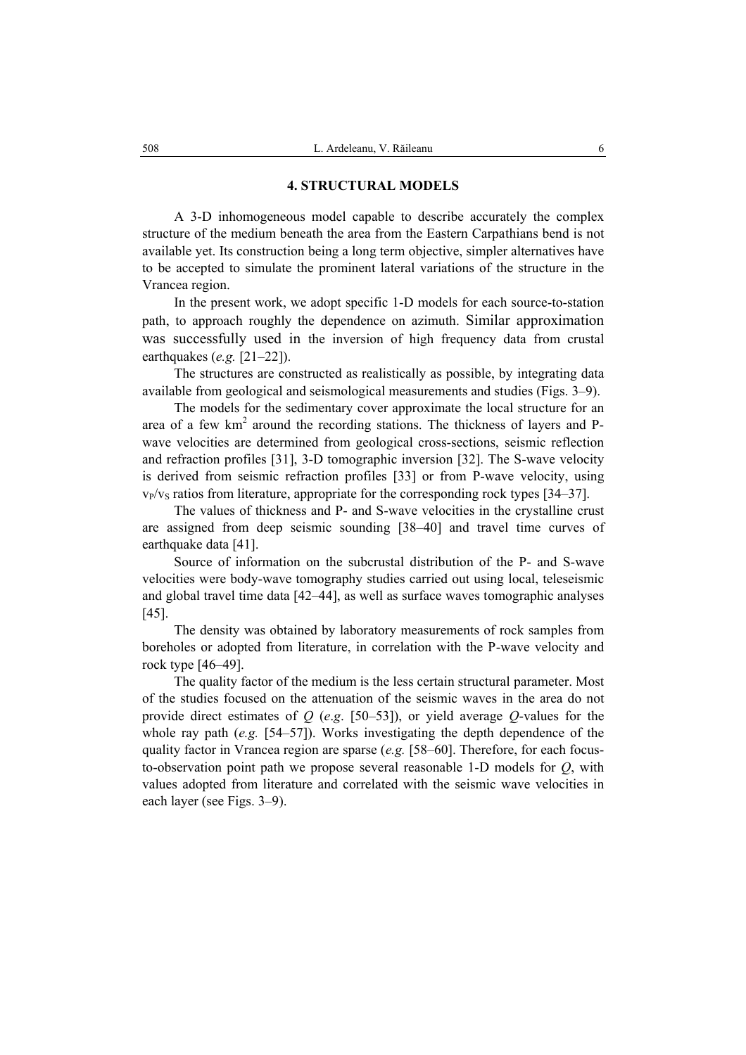## 4. STRUCTURAL MODELS

A 3-D inhomogeneous model capable to describe accurately the complex structure of the medium beneath the area from the Eastern Carpathians bend is not available yet. Its construction being a long term objective, simpler alternatives have to be accepted to simulate the prominent lateral variations of the structure in the Vrancea region.

In the present work, we adopt specific 1-D models for each source-to-station path, to approach roughly the dependence on azimuth. Similar approximation was successfully used in the inversion of high frequency data from crustal earthquakes (*e.g.* [21–22]).

The structures are constructed as realistically as possible, by integrating data available from geological and seismological measurements and studies (Figs. 3–9).

The models for the sedimentary cover approximate the local structure for an area of a few km$^2$ around the recording stations. The thickness of layers and P-wave velocities are determined from geological cross-sections, seismic reflection and refraction profiles [31], 3-D tomographic inversion [32]. The S-wave velocity is derived from seismic refraction profiles [33] or from P-wave velocity, using $v_P/v_S$ ratios from literature, appropriate for the corresponding rock types [34–37].

The values of thickness and P- and S-wave velocities in the crystalline crust are assigned from deep seismic sounding [38–40] and travel time curves of earthquake data [41].

Source of information on the subcrustal distribution of the P- and S-wave velocities were body-wave tomography studies carried out using local, teleseismic and global travel time data [42–44], as well as surface waves tomographic analyses [45].

The density was obtained by laboratory measurements of rock samples from boreholes or adopted from literature, in correlation with the P-wave velocity and rock type [46–49].

The quality factor of the medium is the less certain structural parameter. Most of the studies focused on the attenuation of the seismic waves in the area do not provide direct estimates of $Q$ (*e.g.* [50–53]), or yield average $Q$-values for the whole ray path (*e.g.* [54–57]). Works investigating the depth dependence of the quality factor in Vrancea region are sparse (*e.g.* [58–60]. Therefore, for each focus-to-observation point path we propose several reasonable 1-D models for $Q$, with values adopted from literature and correlated with the seismic wave velocities in each layer (see Figs. 3–9).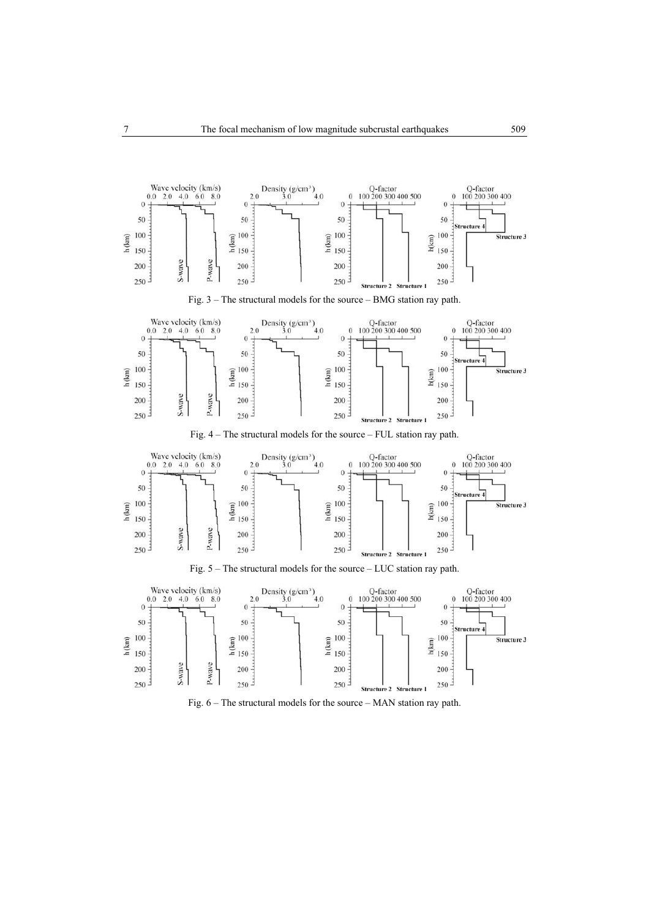Fig. 3 – The structural models for the source – BMG station ray path.

Fig. 4 – The structural models for the source – FUL station ray path.

Fig. 5 – The structural models for the source – LUC station ray path.

Fig. 6 – The structural models for the source – MAN station ray path.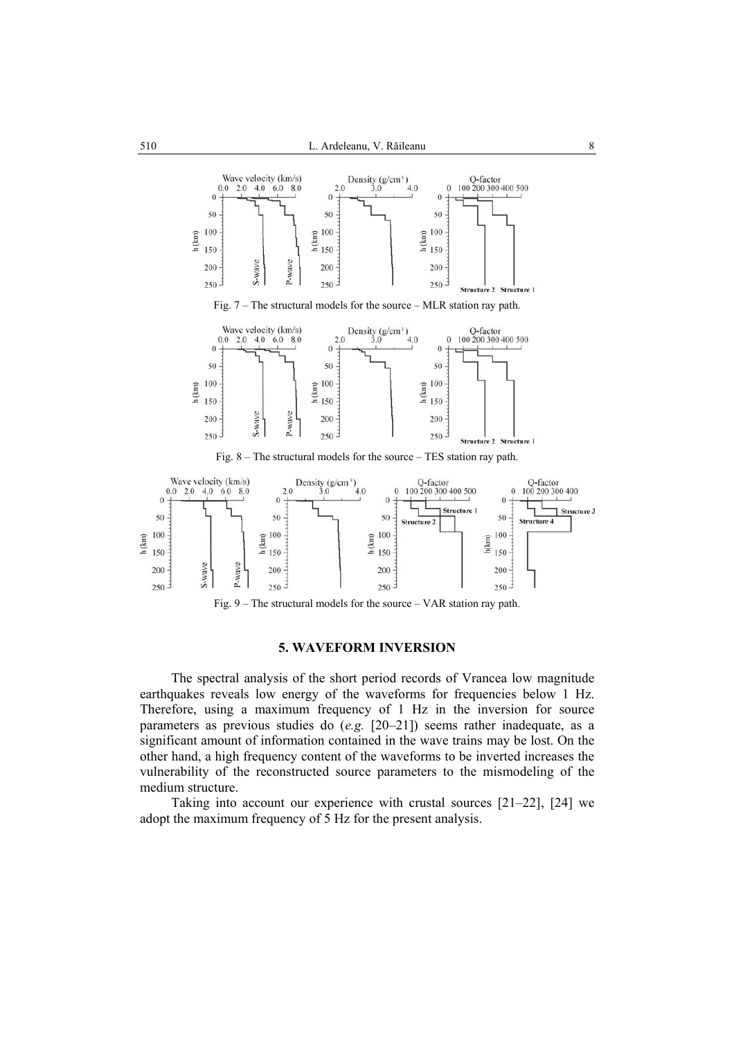Fig. 7 – The structural models for the source – MLR station ray path.

Fig. 8 – The structural models for the source – TES station ray path.

Fig. 9 – The structural models for the source – VAR station ray path.

## 5. WAVEFORM INVERSION

The spectral analysis of the short period records of Vrancea low magnitude earthquakes reveals low energy of the waveforms for frequencies below 1 Hz. Therefore, using a maximum frequency of 1 Hz in the inversion for source parameters as previous studies do (*e.g.* [20–21]) seems rather inadequate, as a significant amount of information contained in the wave trains may be lost. On the other hand, a high frequency content of the waveforms to be inverted increases the vulnerability of the reconstructed source parameters to the mismodeling of the medium structure.

Taking into account our experience with crustal sources [21–22], [24] we adopt the maximum frequency of 5 Hz for the present analysis.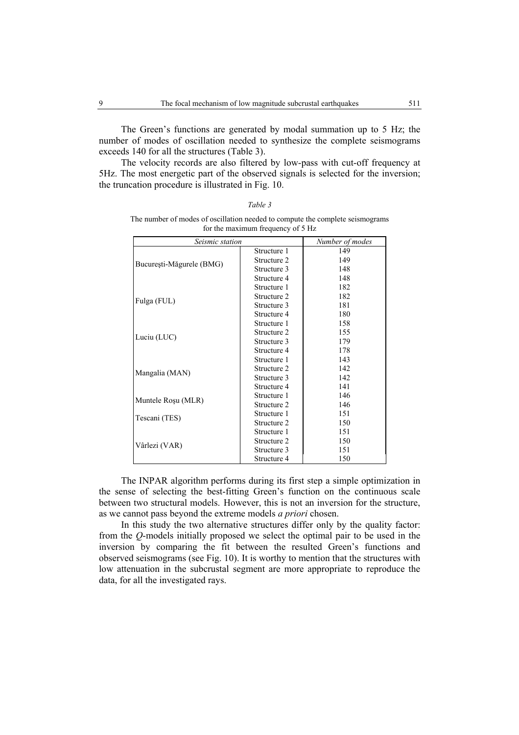The Green's functions are generated by modal summation up to 5 Hz; the number of modes of oscillation needed to synthesize the complete seismograms exceeds 140 for all the structures (Table 3).

The velocity records are also filtered by low-pass with cut-off frequency at 5Hz. The most energetic part of the observed signals is selected for the inversion; the truncation procedure is illustrated in Fig. 10.

*Table 3*

The number of modes of oscillation needed to compute the complete seismograms for the maximum frequency of 5 Hz

| *Seismic station* | | *Number of modes* |
|---|---|---|
| Bucureşti-Măgurele (BMG) | Structure 1 | 149 |
| | Structure 2 | 149 |
| | Structure 3 | 148 |
| | Structure 4 | 148 |
| Fulga (FUL) | Structure 1 | 182 |
| | Structure 2 | 182 |
| | Structure 3 | 181 |
| | Structure 4 | 180 |
| Luciu (LUC) | Structure 1 | 158 |
| | Structure 2 | 155 |
| | Structure 3 | 179 |
| | Structure 4 | 178 |
| Mangalia (MAN) | Structure 1 | 143 |
| | Structure 2 | 142 |
| | Structure 3 | 142 |
| | Structure 4 | 141 |
| Muntele Roşu (MLR) | Structure 1 | 146 |
| | Structure 2 | 146 |
| Tescani (TES) | Structure 1 | 151 |
| | Structure 2 | 150 |
| Vârlezi (VAR) | Structure 1 | 151 |
| | Structure 2 | 150 |
| | Structure 3 | 151 |
| | Structure 4 | 150 |

The INPAR algorithm performs during its first step a simple optimization in the sense of selecting the best-fitting Green's function on the continuous scale between two structural models. However, this is not an inversion for the structure, as we cannot pass beyond the extreme models *a priori* chosen.

In this study the two alternative structures differ only by the quality factor: from the *Q*-models initially proposed we select the optimal pair to be used in the inversion by comparing the fit between the resulted Green's functions and observed seismograms (see Fig. 10). It is worthy to mention that the structures with low attenuation in the subcrustal segment are more appropriate to reproduce the data, for all the investigated rays.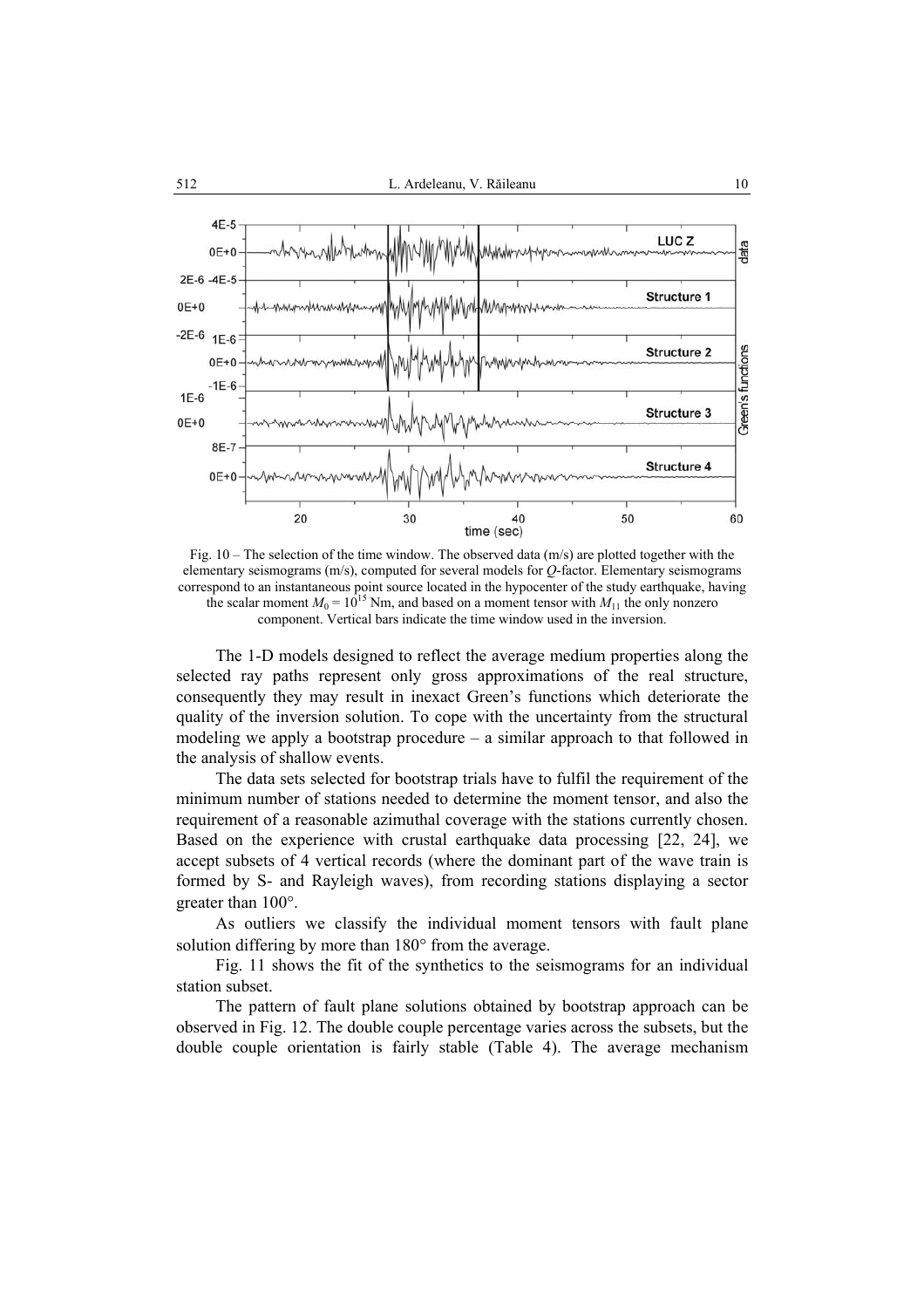Fig. 10 – The selection of the time window. The observed data (m/s) are plotted together with the elementary seismograms (m/s), computed for several models for $Q$-factor. Elementary seismograms correspond to an instantaneous point source located in the hypocenter of the study earthquake, having the scalar moment $M_0 = 10^{15}$ Nm, and based on a moment tensor with $M_{11}$ the only nonzero component. Vertical bars indicate the time window used in the inversion.

The 1-D models designed to reflect the average medium properties along the selected ray paths represent only gross approximations of the real structure, consequently they may result in inexact Green's functions which deteriorate the quality of the inversion solution. To cope with the uncertainty from the structural modeling we apply a bootstrap procedure – a similar approach to that followed in the analysis of shallow events.

The data sets selected for bootstrap trials have to fulfil the requirement of the minimum number of stations needed to determine the moment tensor, and also the requirement of a reasonable azimuthal coverage with the stations currently chosen. Based on the experience with crustal earthquake data processing [22, 24], we accept subsets of 4 vertical records (where the dominant part of the wave train is formed by S- and Rayleigh waves), from recording stations displaying a sector greater than 100°.

As outliers we classify the individual moment tensors with fault plane solution differing by more than 180° from the average.

Fig. 11 shows the fit of the synthetics to the seismograms for an individual station subset.

The pattern of fault plane solutions obtained by bootstrap approach can be observed in Fig. 12. The double couple percentage varies across the subsets, but the double couple orientation is fairly stable (Table 4). The average mechanism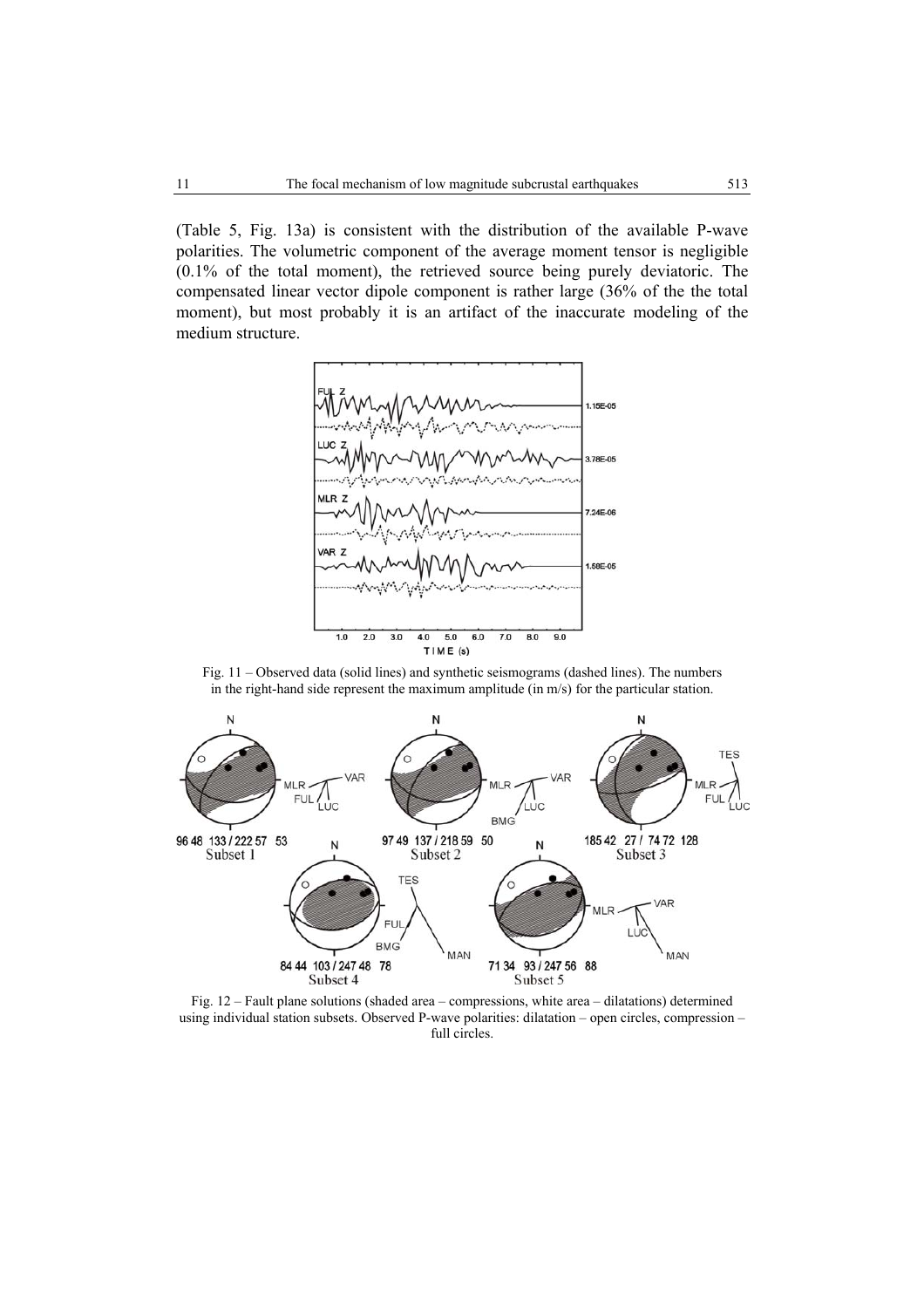(Table 5, Fig. 13a) is consistent with the distribution of the available P-wave polarities. The volumetric component of the average moment tensor is negligible (0.1% of the total moment), the retrieved source being purely deviatoric. The compensated linear vector dipole component is rather large (36% of the the total moment), but most probably it is an artifact of the inaccurate modeling of the medium structure.

Fig. 11 – Observed data (solid lines) and synthetic seismograms (dashed lines). The numbers in the right-hand side represent the maximum amplitude (in m/s) for the particular station.

Fig. 12 – Fault plane solutions (shaded area – compressions, white area – dilatations) determined using individual station subsets. Observed P-wave polarities: dilatation – open circles, compression – full circles.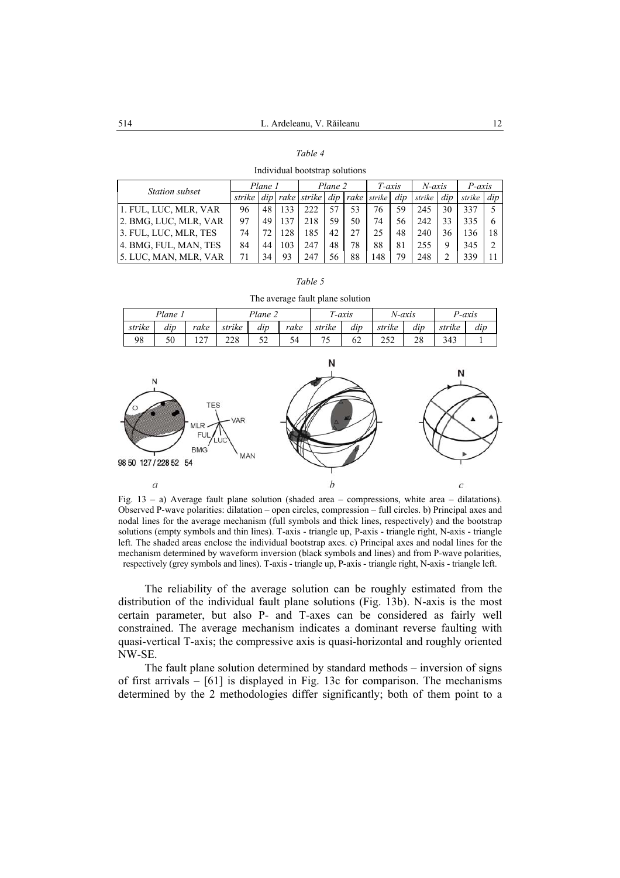*Table 4*

Individual bootstrap solutions

| *Station subset* | *Plane 1* | | | *Plane 2* | | | *T-axis* | | *N-axis* | | *P-axis* | |
|---|---|---|---|---|---|---|---|---|---|---|---|---|
| | *strike* | *dip* | *rake* | *strike* | *dip* | *rake* | *strike* | *dip* | *strike* | *dip* | *strike* | *dip* |
| 1. FUL, LUC, MLR, VAR | 96 | 48 | 133 | 222 | 57 | 53 | 76 | 59 | 245 | 30 | 337 | 5 |
| 2. BMG, LUC, MLR, VAR | 97 | 49 | 137 | 218 | 59 | 50 | 74 | 56 | 242 | 33 | 335 | 6 |
| 3. FUL, LUC, MLR, TES | 74 | 72 | 128 | 185 | 42 | 27 | 25 | 48 | 240 | 36 | 136 | 18 |
| 4. BMG, FUL, MAN, TES | 84 | 44 | 103 | 247 | 48 | 78 | 88 | 81 | 255 | 9 | 345 | 2 |
| 5. LUC, MAN, MLR, VAR | 71 | 34 | 93 | 247 | 56 | 88 | 148 | 79 | 248 | 2 | 339 | 11 |

*Table 5*

The average fault plane solution

| *Plane 1* | | | *Plane 2* | | | *T-axis* | | *N-axis* | | *P-axis* | |
|---|---|---|---|---|---|---|---|---|---|---|---|
| *strike* | *dip* | *rake* | *strike* | *dip* | *rake* | *strike* | *dip* | *strike* | *dip* | *strike* | *dip* |
| 98 | 50 | 127 | 228 | 52 | 54 | 75 | 62 | 252 | 28 | 343 | 1 |

Fig. 13 – a) Average fault plane solution (shaded area – compressions, white area – dilatations). Observed P-wave polarities: dilatation – open circles, compression – full circles. b) Principal axes and nodal lines for the average mechanism (full symbols and thick lines, respectively) and the bootstrap solutions (empty symbols and thin lines). T-axis - triangle up, P-axis - triangle right, N-axis - triangle left. The shaded areas enclose the individual bootstrap axes. c) Principal axes and nodal lines for the mechanism determined by waveform inversion (black symbols and lines) and from P-wave polarities, respectively (grey symbols and lines). T-axis - triangle up, P-axis - triangle right, N-axis - triangle left.

The reliability of the average solution can be roughly estimated from the distribution of the individual fault plane solutions (Fig. 13b). N-axis is the most certain parameter, but also P- and T-axes can be considered as fairly well constrained. The average mechanism indicates a dominant reverse faulting with quasi-vertical T-axis; the compressive axis is quasi-horizontal and roughly oriented NW-SE.

The fault plane solution determined by standard methods – inversion of signs of first arrivals – [61] is displayed in Fig. 13c for comparison. The mechanisms determined by the 2 methodologies differ significantly; both of them point to a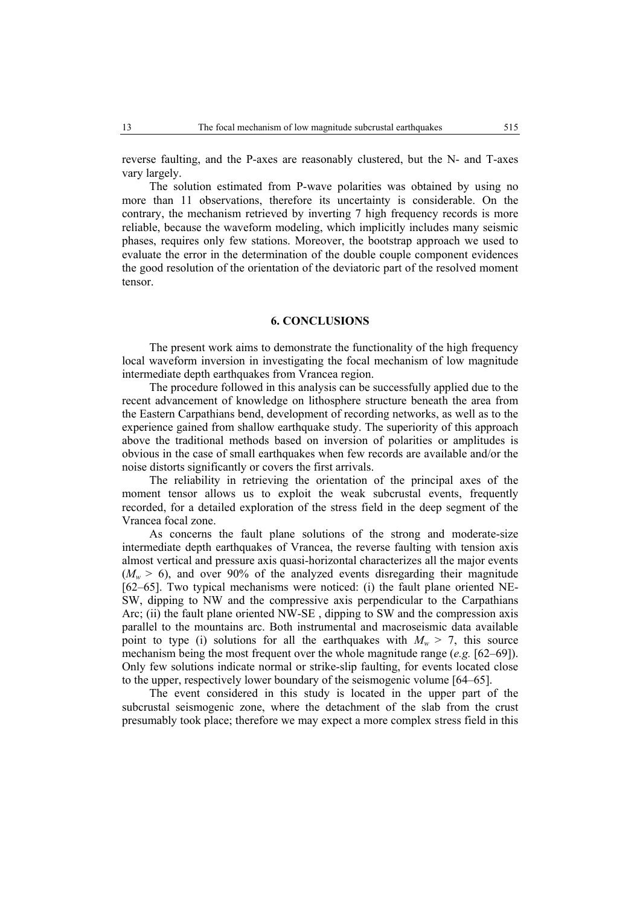reverse faulting, and the P-axes are reasonably clustered, but the N- and T-axes vary largely.

The solution estimated from P-wave polarities was obtained by using no more than 11 observations, therefore its uncertainty is considerable. On the contrary, the mechanism retrieved by inverting 7 high frequency records is more reliable, because the waveform modeling, which implicitly includes many seismic phases, requires only few stations. Moreover, the bootstrap approach we used to evaluate the error in the determination of the double couple component evidences the good resolution of the orientation of the deviatoric part of the resolved moment tensor.

## 6. CONCLUSIONS

The present work aims to demonstrate the functionality of the high frequency local waveform inversion in investigating the focal mechanism of low magnitude intermediate depth earthquakes from Vrancea region.

The procedure followed in this analysis can be successfully applied due to the recent advancement of knowledge on lithosphere structure beneath the area from the Eastern Carpathians bend, development of recording networks, as well as to the experience gained from shallow earthquake study. The superiority of this approach above the traditional methods based on inversion of polarities or amplitudes is obvious in the case of small earthquakes when few records are available and/or the noise distorts significantly or covers the first arrivals.

The reliability in retrieving the orientation of the principal axes of the moment tensor allows us to exploit the weak subcrustal events, frequently recorded, for a detailed exploration of the stress field in the deep segment of the Vrancea focal zone.

As concerns the fault plane solutions of the strong and moderate-size intermediate depth earthquakes of Vrancea, the reverse faulting with tension axis almost vertical and pressure axis quasi-horizontal characterizes all the major events ($M_w > 6$), and over 90% of the analyzed events disregarding their magnitude [62–65]. Two typical mechanisms were noticed: (i) the fault plane oriented NE-SW, dipping to NW and the compressive axis perpendicular to the Carpathians Arc; (ii) the fault plane oriented NW-SE , dipping to SW and the compression axis parallel to the mountains arc. Both instrumental and macroseismic data available point to type (i) solutions for all the earthquakes with $M_w > 7$, this source mechanism being the most frequent over the whole magnitude range (*e.g.* [62–69]). Only few solutions indicate normal or strike-slip faulting, for events located close to the upper, respectively lower boundary of the seismogenic volume [64–65].

The event considered in this study is located in the upper part of the subcrustal seismogenic zone, where the detachment of the slab from the crust presumably took place; therefore we may expect a more complex stress field in this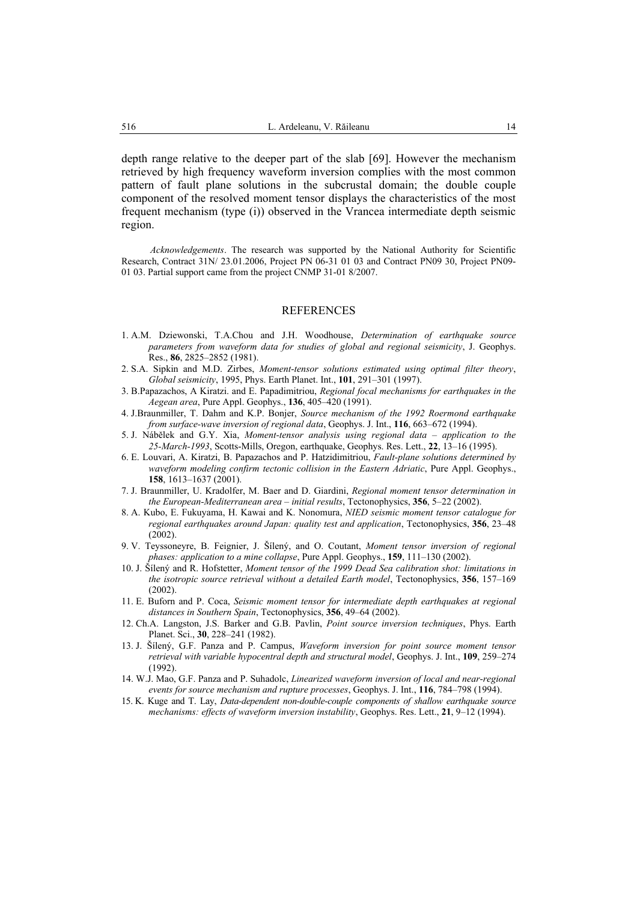depth range relative to the deeper part of the slab [69]. However the mechanism retrieved by high frequency waveform inversion complies with the most common pattern of fault plane solutions in the subcrustal domain; the double couple component of the resolved moment tensor displays the characteristics of the most frequent mechanism (type (i)) observed in the Vrancea intermediate depth seismic region.

*Acknowledgements*. The research was supported by the National Authority for Scientific Research, Contract 31N/ 23.01.2006, Project PN 06-31 01 03 and Contract PN09 30, Project PN09-01 03. Partial support came from the project CNMP 31-01 8/2007.

## REFERENCES

1. A.M. Dziewonski, T.A.Chou and J.H. Woodhouse, *Determination of earthquake source parameters from waveform data for studies of global and regional seismicity*, J. Geophys. Res., **86**, 2825–2852 (1981).
2. S.A. Sipkin and M.D. Zirbes, *Moment-tensor solutions estimated using optimal filter theory*, *Global seismicity*, 1995, Phys. Earth Planet. Int., **101**, 291–301 (1997).
3. B.Papazachos, A Kiratzi. and E. Papadimitriou, *Regional focal mechanisms for earthquakes in the Aegean area*, Pure Appl. Geophys., **136**, 405–420 (1991).
4. J.Braunmiller, T. Dahm and K.P. Bonjer, *Source mechanism of the 1992 Roermond earthquake from surface-wave inversion of regional data*, Geophys. J. Int., **116**, 663–672 (1994).
5. J. Nábělek and G.Y. Xia, *Moment-tensor analysis using regional data – application to the 25-March-1993*, Scotts-Mills, Oregon, earthquake, Geophys. Res. Lett., **22**, 13–16 (1995).
6. E. Louvari, A. Kiratzi, B. Papazachos and P. Hatzidimitriou, *Fault-plane solutions determined by waveform modeling confirm tectonic collision in the Eastern Adriatic*, Pure Appl. Geophys., **158**, 1613–1637 (2001).
7. J. Braunmiller, U. Kradolfer, M. Baer and D. Giardini, *Regional moment tensor determination in the European-Mediterranean area – initial results*, Tectonophysics, **356**, 5–22 (2002).
8. A. Kubo, E. Fukuyama, H. Kawai and K. Nonomura, *NIED seismic moment tensor catalogue for regional earthquakes around Japan: quality test and application*, Tectonophysics, **356**, 23–48 (2002).
9. V. Teyssoneyre, B. Feignier, J. Šílený, and O. Coutant, *Moment tensor inversion of regional phases: application to a mine collapse*, Pure Appl. Geophys., **159**, 111–130 (2002).
10. J. Šílený and R. Hofstetter, *Moment tensor of the 1999 Dead Sea calibration shot: limitations in the isotropic source retrieval without a detailed Earth model*, Tectonophysics, **356**, 157–169 (2002).
11. E. Buforn and P. Coca, *Seismic moment tensor for intermediate depth earthquakes at regional distances in Southern Spain*, Tectonophysics, **356**, 49–64 (2002).
12. Ch.A. Langston, J.S. Barker and G.B. Pavlin, *Point source inversion techniques*, Phys. Earth Planet. Sci., **30**, 228–241 (1982).
13. J. Šílený, G.F. Panza and P. Campus, *Waveform inversion for point source moment tensor retrieval with variable hypocentral depth and structural model*, Geophys. J. Int., **109**, 259–274 (1992).
14. W.J. Mao, G.F. Panza and P. Suhadolc, *Linearized waveform inversion of local and near-regional events for source mechanism and rupture processes*, Geophys. J. Int., **116**, 784–798 (1994).
15. K. Kuge and T. Lay, *Data-dependent non-double-couple components of shallow earthquake source mechanisms: effects of waveform inversion instability*, Geophys. Res. Lett., **21**, 9–12 (1994).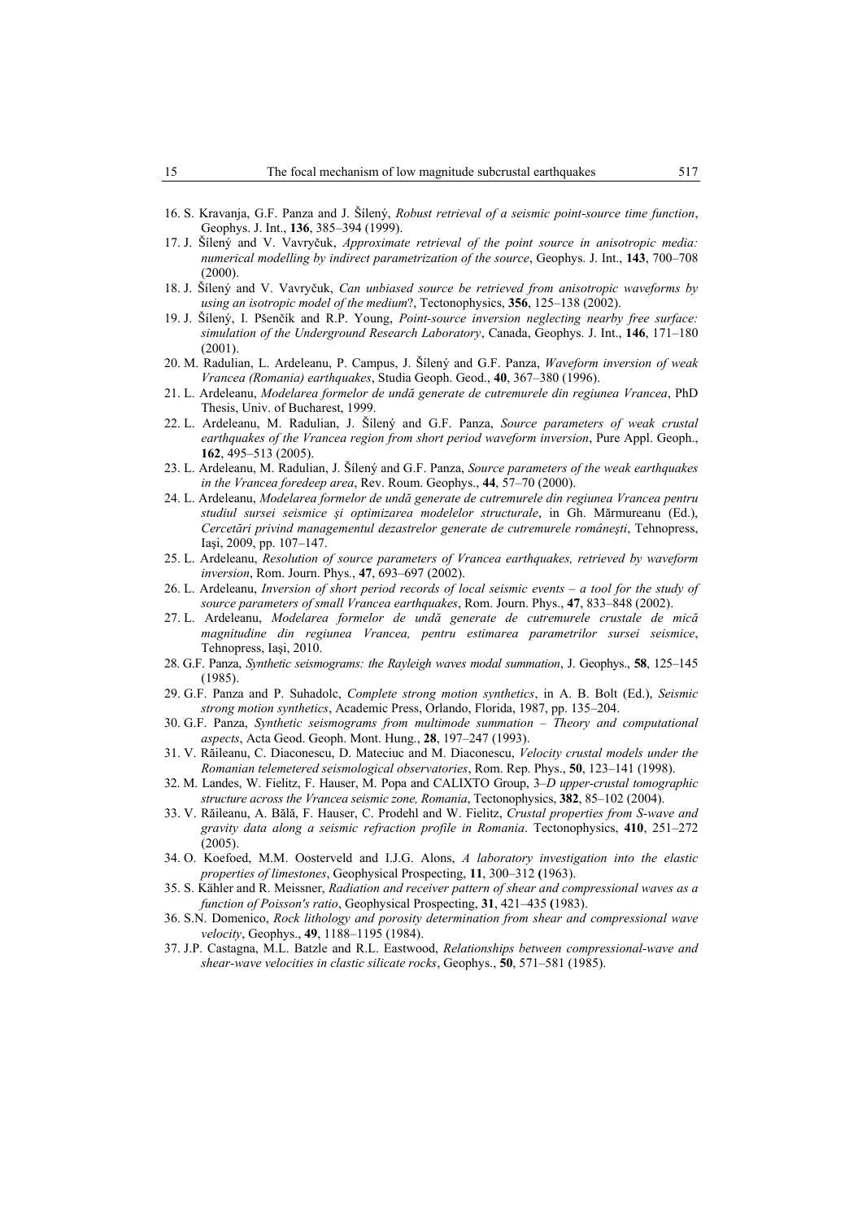16. S. Kravanja, G.F. Panza and J. Šílený, *Robust retrieval of a seismic point-source time function*, Geophys. J. Int., **136**, 385–394 (1999).
17. J. Šílený and V. Vavryčuk, *Approximate retrieval of the point source in anisotropic media: numerical modelling by indirect parametrization of the source*, Geophys. J. Int., **143**, 700–708 (2000).
18. J. Šílený and V. Vavryčuk, *Can unbiased source be retrieved from anisotropic waveforms by using an isotropic model of the medium*?, Tectonophysics, **356**, 125–138 (2002).
19. J. Šílený, I. Pšenčík and R.P. Young, *Point-source inversion neglecting nearby free surface: simulation of the Underground Research Laboratory*, Canada, Geophys. J. Int., **146**, 171–180 (2001).
20. M. Radulian, L. Ardeleanu, P. Campus, J. Šílený and G.F. Panza, *Waveform inversion of weak Vrancea (Romania) earthquakes*, Studia Geoph. Geod., **40**, 367–380 (1996).
21. L. Ardeleanu, *Modelarea formelor de undă generate de cutremurele din regiunea Vrancea*, PhD Thesis, Univ. of Bucharest, 1999.
22. L. Ardeleanu, M. Radulian, J. Šílený and G.F. Panza, *Source parameters of weak crustal earthquakes of the Vrancea region from short period waveform inversion*, Pure Appl. Geoph., **162**, 495–513 (2005).
23. L. Ardeleanu, M. Radulian, J. Šílený and G.F. Panza, *Source parameters of the weak earthquakes in the Vrancea foredeep area*, Rev. Roum. Geophys., **44**, 57–70 (2000).
24. L. Ardeleanu, *Modelarea formelor de undă generate de cutremurele din regiunea Vrancea pentru studiul sursei seismice şi optimizarea modelelor structurale*, in Gh. Mărmureanu (Ed.), *Cercetări privind managementul dezastrelor generate de cutremurele româneşti*, Tehnopress, Iaşi, 2009, pp. 107–147.
25. L. Ardeleanu, *Resolution of source parameters of Vrancea earthquakes, retrieved by waveform inversion*, Rom. Journ. Phys., **47**, 693–697 (2002).
26. L. Ardeleanu, *Inversion of short period records of local seismic events – a tool for the study of source parameters of small Vrancea earthquakes*, Rom. Journ. Phys., **47**, 833–848 (2002).
27. L. Ardeleanu, *Modelarea formelor de undă generate de cutremurele crustale de mică magnitudine din regiunea Vrancea, pentru estimarea parametrilor sursei seismice*, Tehnopress, Iaşi, 2010.
28. G.F. Panza, *Synthetic seismograms: the Rayleigh waves modal summation*, J. Geophys., **58**, 125–145 (1985).
29. G.F. Panza and P. Suhadolc, *Complete strong motion synthetics*, in A. B. Bolt (Ed.), *Seismic strong motion synthetics*, Academic Press, Orlando, Florida, 1987, pp. 135–204.
30. G.F. Panza, *Synthetic seismograms from multimode summation – Theory and computational aspects*, Acta Geod. Geoph. Mont. Hung., **28**, 197–247 (1993).
31. V. Răileanu, C. Diaconescu, D. Mateciuc and M. Diaconescu, *Velocity crustal models under the Romanian telemetered seismological observatories*, Rom. Rep. Phys., **50**, 123–141 (1998).
32. M. Landes, W. Fielitz, F. Hauser, M. Popa and CALIXTO Group, *3–D upper-crustal tomographic structure across the Vrancea seismic zone, Romania*, Tectonophysics, **382**, 85–102 (2004).
33. V. Răileanu, A. Bălă, F. Hauser, C. Prodehl and W. Fielitz, *Crustal properties from S-wave and gravity data along a seismic refraction profile in Romania*. Tectonophysics, **410**, 251–272 (2005).
34. O. Koefoed, M.M. Oosterveld and I.J.G. Alons, *A laboratory investigation into the elastic properties of limestones*, Geophysical Prospecting, **11**, 300–312 (1963).
35. S. Kähler and R. Meissner, *Radiation and receiver pattern of shear and compressional waves as a function of Poisson's ratio*, Geophysical Prospecting, **31**, 421–435 (1983).
36. S.N. Domenico, *Rock lithology and porosity determination from shear and compressional wave velocity*, Geophys., **49**, 1188–1195 (1984).
37. J.P. Castagna, M.L. Batzle and R.L. Eastwood, *Relationships between compressional-wave and shear-wave velocities in clastic silicate rocks*, Geophys., **50**, 571–581 (1985).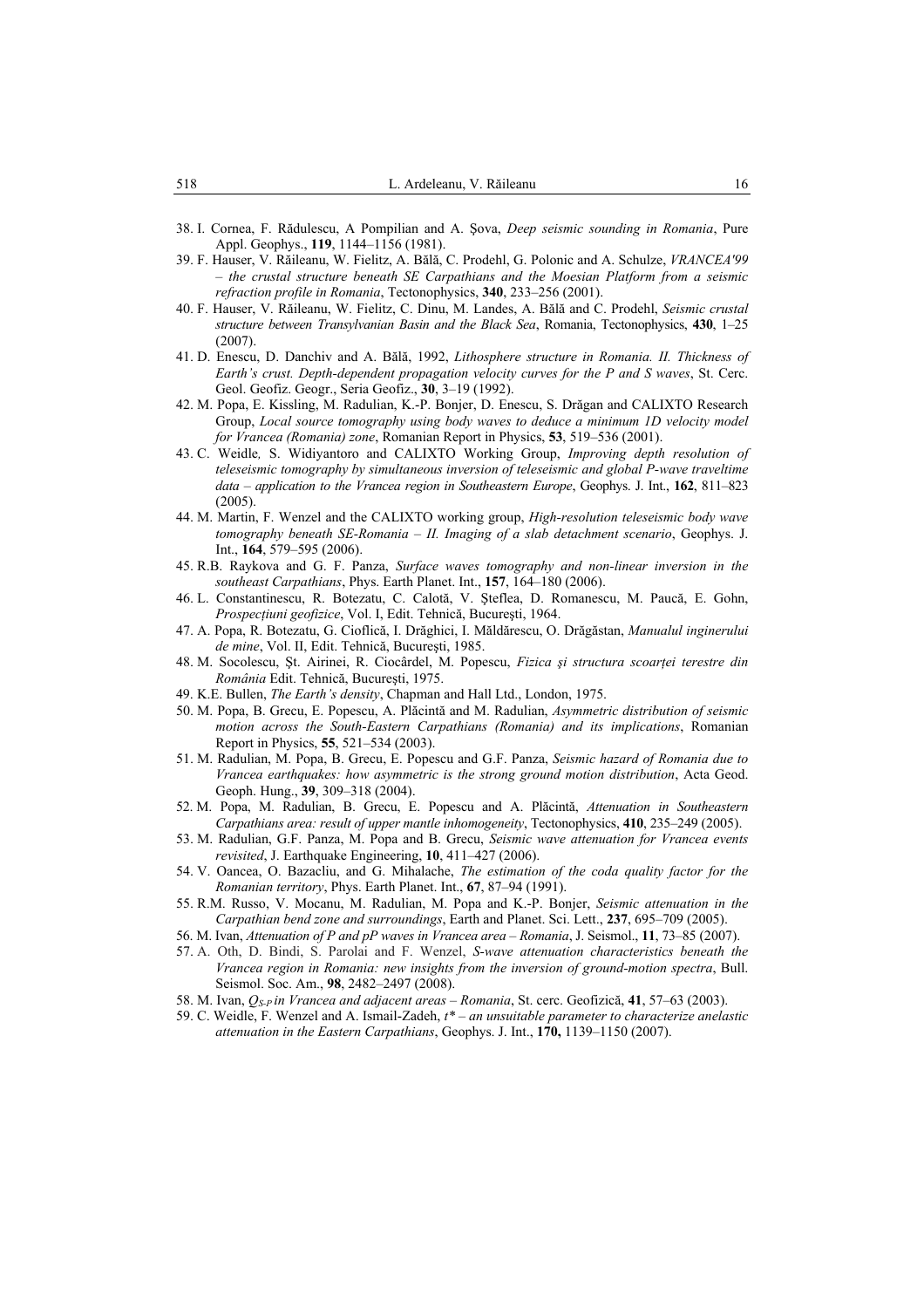38. I. Cornea, F. Rădulescu, A Pompilian and A. Şova, *Deep seismic sounding in Romania*, Pure Appl. Geophys., **119**, 1144–1156 (1981).
39. F. Hauser, V. Răileanu, W. Fielitz, A. Bălă, C. Prodehl, G. Polonic and A. Schulze, *VRANCEA'99 – the crustal structure beneath SE Carpathians and the Moesian Platform from a seismic refraction profile in Romania*, Tectonophysics, **340**, 233–256 (2001).
40. F. Hauser, V. Răileanu, W. Fielitz, C. Dinu, M. Landes, A. Bălă and C. Prodehl, *Seismic crustal structure between Transylvanian Basin and the Black Sea*, Romania, Tectonophysics, **430**, 1–25 (2007).
41. D. Enescu, D. Danchiv and A. Bălă, 1992, *Lithosphere structure in Romania. II. Thickness of Earth's crust. Depth-dependent propagation velocity curves for the P and S waves*, St. Cerc. Geol. Geofiz. Geogr., Seria Geofiz., **30**, 3–19 (1992).
42. M. Popa, E. Kissling, M. Radulian, K.-P. Bonjer, D. Enescu, S. Drăgan and CALIXTO Research Group, *Local source tomography using body waves to deduce a minimum 1D velocity model for Vrancea (Romania) zone*, Romanian Report in Physics, **53**, 519–536 (2001).
43. C. Weidle, S. Widiyantoro and CALIXTO Working Group, *Improving depth resolution of teleseismic tomography by simultaneous inversion of teleseismic and global P-wave traveltime data – application to the Vrancea region in Southeastern Europe*, Geophys. J. Int., **162**, 811–823 (2005).
44. M. Martin, F. Wenzel and the CALIXTO working group, *High-resolution teleseismic body wave tomography beneath SE-Romania – II. Imaging of a slab detachment scenario*, Geophys. J. Int., **164**, 579–595 (2006).
45. R.B. Raykova and G. F. Panza, *Surface waves tomography and non-linear inversion in the southeast Carpathians*, Phys. Earth Planet. Int., **157**, 164–180 (2006).
46. L. Constantinescu, R. Botezatu, C. Calotă, V. Şteflea, D. Romanescu, M. Paucă, E. Gohn, *Prospecţiuni geofizice*, Vol. I, Edit. Tehnică, Bucureşti, 1964.
47. A. Popa, R. Botezatu, G. Cioflică, I. Drăghici, I. Măldărescu, O. Drăgăstan, *Manualul inginerului de mine*, Vol. II, Edit. Tehnică, Bucureşti, 1985.
48. M. Socolescu, Şt. Airinei, R. Ciocârdel, M. Popescu, *Fizica şi structura scoarţei terestre din România* Edit. Tehnică, Bucureşti, 1975.
49. K.E. Bullen, *The Earth's density*, Chapman and Hall Ltd., London, 1975.
50. M. Popa, B. Grecu, E. Popescu, A. Plăcintă and M. Radulian, *Asymmetric distribution of seismic motion across the South-Eastern Carpathians (Romania) and its implications*, Romanian Report in Physics, **55**, 521–534 (2003).
51. M. Radulian, M. Popa, B. Grecu, E. Popescu and G.F. Panza, *Seismic hazard of Romania due to Vrancea earthquakes: how asymmetric is the strong ground motion distribution*, Acta Geod. Geoph. Hung., **39**, 309–318 (2004).
52. M. Popa, M. Radulian, B. Grecu, E. Popescu and A. Plăcintă, *Attenuation in Southeastern Carpathians area: result of upper mantle inhomogeneity*, Tectonophysics, **410**, 235–249 (2005).
53. M. Radulian, G.F. Panza, M. Popa and B. Grecu, *Seismic wave attenuation for Vrancea events revisited*, J. Earthquake Engineering, **10**, 411–427 (2006).
54. V. Oancea, O. Bazacliu, and G. Mihalache, *The estimation of the coda quality factor for the Romanian territory*, Phys. Earth Planet. Int., **67**, 87–94 (1991).
55. R.M. Russo, V. Mocanu, M. Radulian, M. Popa and K.-P. Bonjer, *Seismic attenuation in the Carpathian bend zone and surroundings*, Earth and Planet. Sci. Lett., **237**, 695–709 (2005).
56. M. Ivan, *Attenuation of P and pP waves in Vrancea area – Romania*, J. Seismol., **11**, 73–85 (2007).
57. A. Oth, D. Bindi, S. Parolai and F. Wenzel, *S-wave attenuation characteristics beneath the Vrancea region in Romania: new insights from the inversion of ground-motion spectra*, Bull. Seismol. Soc. Am., **98**, 2482–2497 (2008).
58. M. Ivan, *$Q_{S\text{-}P}$ in Vrancea and adjacent areas – Romania*, St. cerc. Geofizică, **41**, 57–63 (2003).
59. C. Weidle, F. Wenzel and A. Ismail-Zadeh, *$t^*$ – an unsuitable parameter to characterize anelastic attenuation in the Eastern Carpathians*, Geophys. J. Int., **170,** 1139–1150 (2007).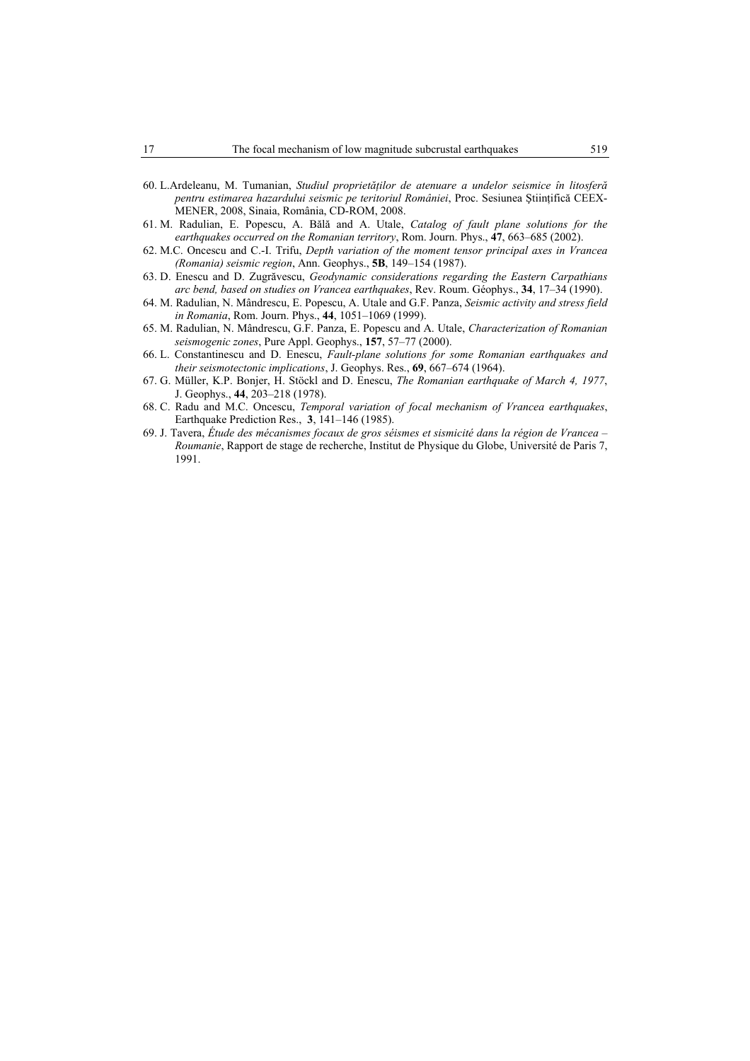60. L.Ardeleanu, M. Tumanian, *Studiul proprietăților de atenuare a undelor seismice în litosferă pentru estimarea hazardului seismic pe teritoriul României*, Proc. Sesiunea Științifică CEEX-MENER, 2008, Sinaia, România, CD-ROM, 2008.
61. M. Radulian, E. Popescu, A. Bălă and A. Utale, *Catalog of fault plane solutions for the earthquakes occurred on the Romanian territory*, Rom. Journ. Phys., **47**, 663–685 (2002).
62. M.C. Oncescu and C.-I. Trifu, *Depth variation of the moment tensor principal axes in Vrancea (Romania) seismic region*, Ann. Geophys., **5B**, 149–154 (1987).
63. D. Enescu and D. Zugrăvescu, *Geodynamic considerations regarding the Eastern Carpathians arc bend, based on studies on Vrancea earthquakes*, Rev. Roum. Géophys., **34**, 17–34 (1990).
64. M. Radulian, N. Mândrescu, E. Popescu, A. Utale and G.F. Panza, *Seismic activity and stress field in Romania*, Rom. Journ. Phys., **44**, 1051–1069 (1999).
65. M. Radulian, N. Mândrescu, G.F. Panza, E. Popescu and A. Utale, *Characterization of Romanian seismogenic zones*, Pure Appl. Geophys., **157**, 57–77 (2000).
66. L. Constantinescu and D. Enescu, *Fault-plane solutions for some Romanian earthquakes and their seismotectonic implications*, J. Geophys. Res., **69**, 667–674 (1964).
67. G. Müller, K.P. Bonjer, H. Stöckl and D. Enescu, *The Romanian earthquake of March 4, 1977*, J. Geophys., **44**, 203–218 (1978).
68. C. Radu and M.C. Oncescu, *Temporal variation of focal mechanism of Vrancea earthquakes*, Earthquake Prediction Res., **3**, 141–146 (1985).
69. J. Tavera, *Étude des mécanismes focaux de gros séismes et sismicité dans la région de Vrancea – Roumanie*, Rapport de stage de recherche, Institut de Physique du Globe, Université de Paris 7, 1991.